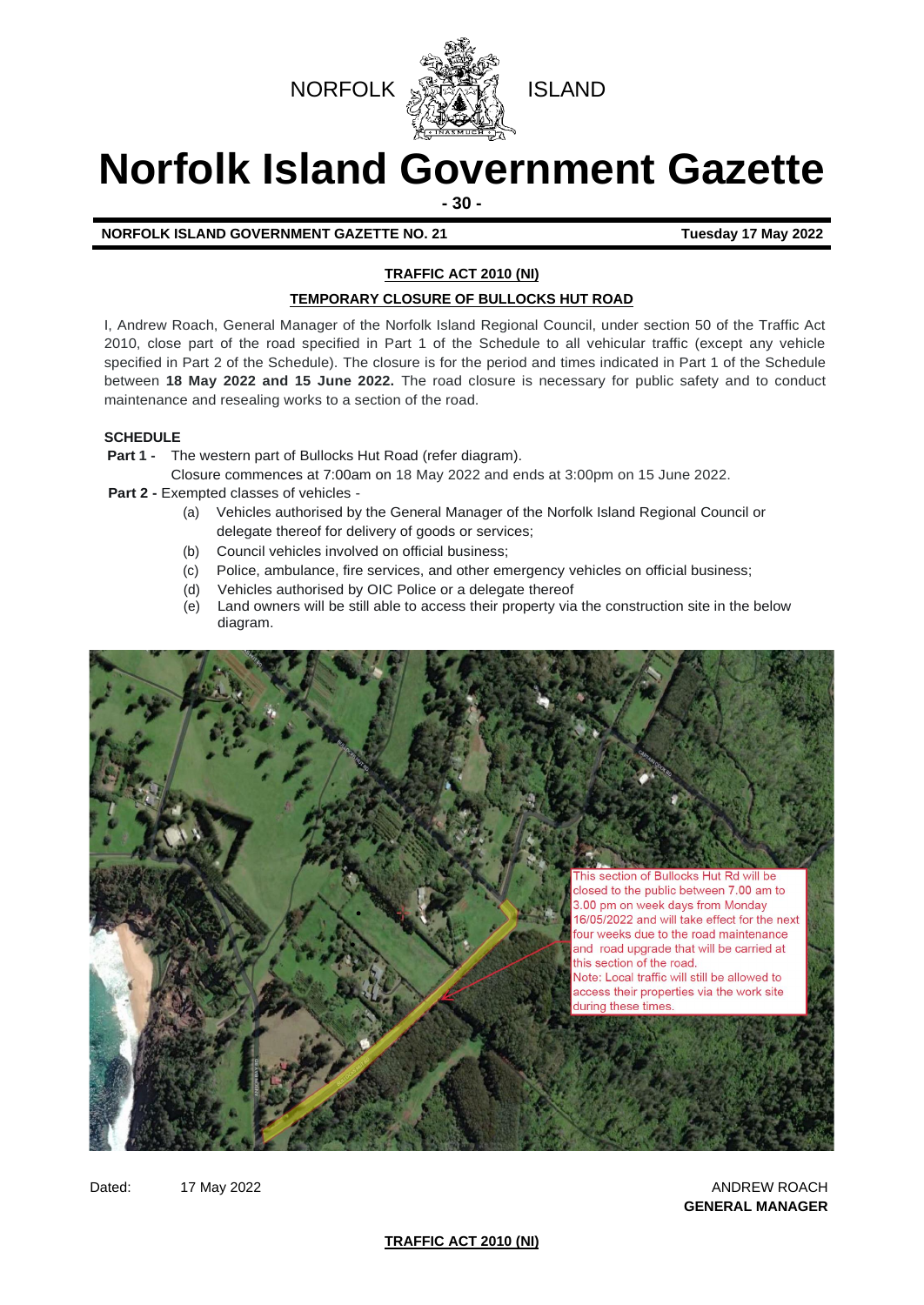NORFOLK ISLAND

# Norfolk Island Government Gazette

**NORFOLK ISLAND GOVERNMENT GAZETTE NO. 21** **Tuesday 17 May 2022**

## TRAFFIC ACT 2010 (NI)

## TEMPORARY CLOSURE OF BULLOCKS HUT ROAD

I, Andrew Roach, General Manager of the Norfolk Island Regional Council, under section 50 of the Traffic Act 2010, close part of the road specified in Part 1 of the Schedule to all vehicular traffic (except any vehicle specified in Part 2 of the Schedule). The closure is for the period and times indicated in Part 1 of the Schedule between **18 May 2022 and 15 June 2022.** The road closure is necessary for public safety and to conduct maintenance and resealing works to a section of the road.

**SCHEDULE**

**Part 1 -** The western part of Bullocks Hut Road (refer diagram).
Closure commences at 7:00am on 18 May 2022 and ends at 3:00pm on 15 June 2022.

**Part 2 -** Exempted classes of vehicles -

(a) Vehicles authorised by the General Manager of the Norfolk Island Regional Council or delegate thereof for delivery of goods or services;
(b) Council vehicles involved on official business;
(c) Police, ambulance, fire services, and other emergency vehicles on official business;
(d) Vehicles authorised by OIC Police or a delegate thereof
(e) Land owners will be still able to access their property via the construction site in the below diagram.

This section of Bullocks Hut Rd will be closed to the public between 7.00 am to 3.00 pm on week days from Monday 16/05/2022 and will take effect for the next four weeks due to the road maintenance and road upgrade that will be carried at this section of the road.
Note: Local traffic will still be allowed to access their properties via the work site during these times.

Dated: 17 May 2022

ANDREW ROACH
**GENERAL MANAGER**

## TRAFFIC ACT 2010 (NI)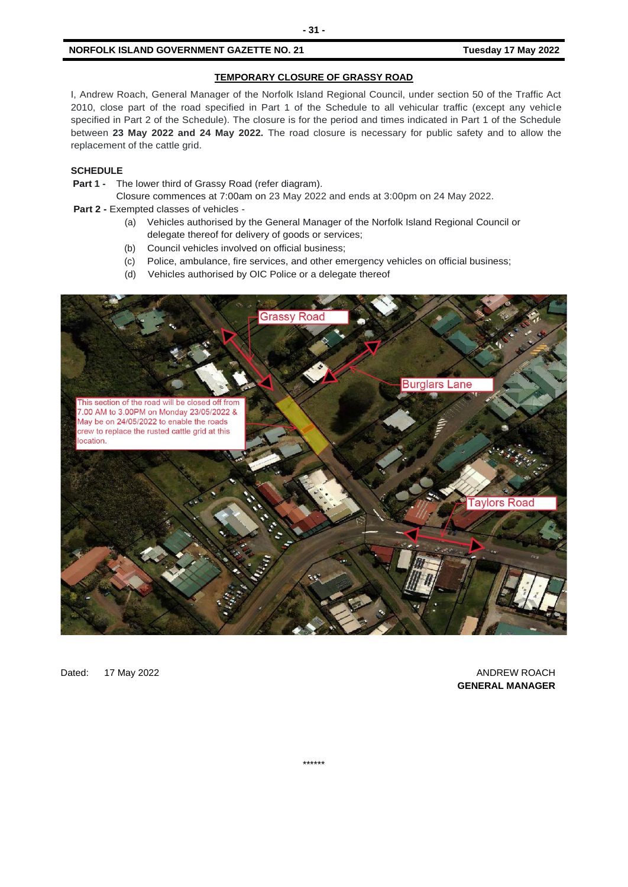## TEMPORARY CLOSURE OF GRASSY ROAD

I, Andrew Roach, General Manager of the Norfolk Island Regional Council, under section 50 of the Traffic Act 2010, close part of the road specified in Part 1 of the Schedule to all vehicular traffic (except any vehicle specified in Part 2 of the Schedule). The closure is for the period and times indicated in Part 1 of the Schedule between **23 May 2022 and 24 May 2022.** The road closure is necessary for public safety and to allow the replacement of the cattle grid.

**SCHEDULE**

**Part 1 -** The lower third of Grassy Road (refer diagram).
Closure commences at 7:00am on 23 May 2022 and ends at 3:00pm on 24 May 2022.

**Part 2 -** Exempted classes of vehicles -

(a) Vehicles authorised by the General Manager of the Norfolk Island Regional Council or delegate thereof for delivery of goods or services;

(b) Council vehicles involved on official business;

(c) Police, ambulance, fire services, and other emergency vehicles on official business;

(d) Vehicles authorised by OIC Police or a delegate thereof

Grassy Road

Burglars Lane

This section of the road will be closed off from 7.00 AM to 3.00PM on Monday 23/05/2022 & May be on 24/05/2022 to enable the roads crew to replace the rusted cattle grid at this location.

Taylors Road

Dated: 17 May 2022

ANDREW ROACH
**GENERAL MANAGER**

******